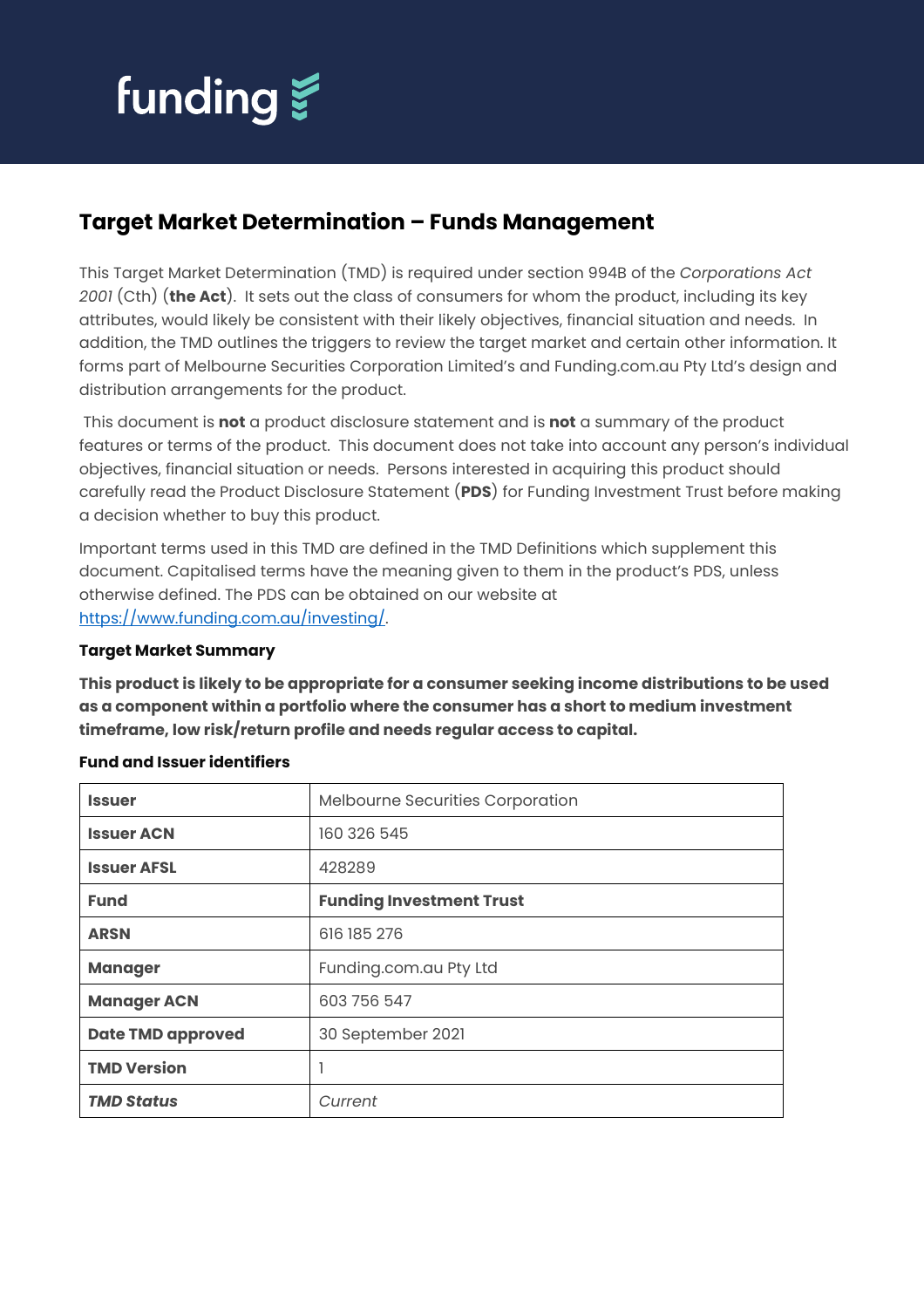funding

# Target Market Determination – Funds Management

This Target Market Determination (TMD) is required under section 994B of the *Corporations Act 2001* (Cth) (**the Act**). It sets out the class of consumers for whom the product, including its key attributes, would likely be consistent with their likely objectives, financial situation and needs. In addition, the TMD outlines the triggers to review the target market and certain other information. It forms part of Melbourne Securities Corporation Limited's and Funding.com.au Pty Ltd's design and distribution arrangements for the product.

This document is **not** a product disclosure statement and is **not** a summary of the product features or terms of the product. This document does not take into account any person's individual objectives, financial situation or needs. Persons interested in acquiring this product should carefully read the Product Disclosure Statement (**PDS**) for Funding Investment Trust before making a decision whether to buy this product.

Important terms used in this TMD are defined in the TMD Definitions which supplement this document. Capitalised terms have the meaning given to them in the product's PDS, unless otherwise defined. The PDS can be obtained on our website at https://www.funding.com.au/investing/.

**Target Market Summary**

**This product is likely to be appropriate for a consumer seeking income distributions to be used as a component within a portfolio where the consumer has a short to medium investment timeframe, low risk/return profile and needs regular access to capital.**

**Fund and Issuer identifiers**

| | |
|---|---|
| **Issuer** | Melbourne Securities Corporation |
| **Issuer ACN** | 160 326 545 |
| **Issuer AFSL** | 428289 |
| **Fund** | **Funding Investment Trust** |
| **ARSN** | 616 185 276 |
| **Manager** | Funding.com.au Pty Ltd |
| **Manager ACN** | 603 756 547 |
| **Date TMD approved** | 30 September 2021 |
| **TMD Version** | 1 |
| ***TMD Status*** | *Current* |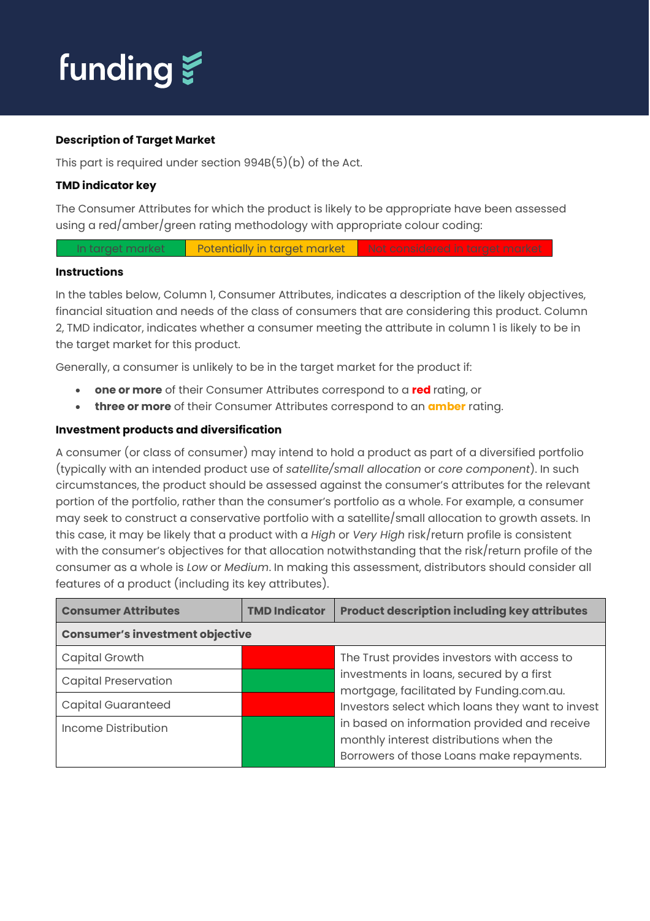**Description of Target Market**

This part is required under section 994B(5)(b) of the Act.

**TMD indicator key**

The Consumer Attributes for which the product is likely to be appropriate have been assessed using a red/amber/green rating methodology with appropriate colour coding:

| In target market | Potentially in target market | Not considered in target market |
|---|---|---|

**Instructions**

In the tables below, Column 1, Consumer Attributes, indicates a description of the likely objectives, financial situation and needs of the class of consumers that are considering this product. Column 2, TMD indicator, indicates whether a consumer meeting the attribute in column 1 is likely to be in the target market for this product.

Generally, a consumer is unlikely to be in the target market for the product if:

- **one or more** of their Consumer Attributes correspond to a **red** rating, or
- **three or more** of their Consumer Attributes correspond to an **amber** rating.

**Investment products and diversification**

A consumer (or class of consumer) may intend to hold a product as part of a diversified portfolio (typically with an intended product use of *satellite/small allocation* or *core component*). In such circumstances, the product should be assessed against the consumer's attributes for the relevant portion of the portfolio, rather than the consumer's portfolio as a whole. For example, a consumer may seek to construct a conservative portfolio with a satellite/small allocation to growth assets. In this case, it may be likely that a product with a *High* or *Very High* risk/return profile is consistent with the consumer's objectives for that allocation notwithstanding that the risk/return profile of the consumer as a whole is *Low* or *Medium*. In making this assessment, distributors should consider all features of a product (including its key attributes).

| Consumer Attributes | TMD Indicator | Product description including key attributes |
|---|---|---|
| **Consumer's investment objective** | | |
| Capital Growth | Red | The Trust provides investors with access to investments in loans, secured by a first mortgage, facilitated by Funding.com.au. Investors select which loans they want to invest in based on information provided and receive monthly interest distributions when the Borrowers of those Loans make repayments. |
| Capital Preservation | Green | |
| Capital Guaranteed | Red | |
| Income Distribution | Green | |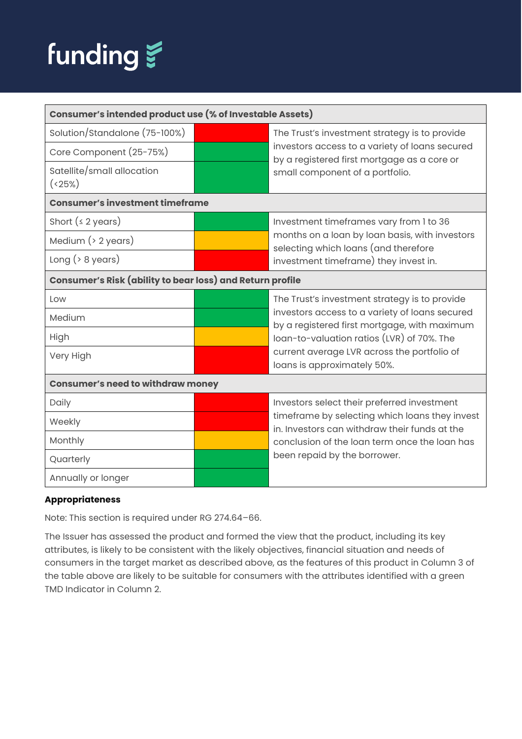| Consumer's intended product use (% of Investable Assets) | | |
|---|---|---|
| Solution/Standalone (75-100%) | Red | The Trust's investment strategy is to provide investors access to a variety of loans secured by a registered first mortgage as a core or small component of a portfolio. |
| Core Component (25-75%) | Green | |
| Satellite/small allocation (<25%) | Green | |
| **Consumer's investment timeframe** | | |
| Short (≤ 2 years) | Green | Investment timeframes vary from 1 to 36 months on a loan by loan basis, with investors selecting which loans (and therefore investment timeframe) they invest in. |
| Medium (> 2 years) | Amber | |
| Long (> 8 years) | Red | |
| **Consumer's Risk (ability to bear loss) and Return profile** | | |
| Low | Green | The Trust's investment strategy is to provide investors access to a variety of loans secured by a registered first mortgage, with maximum loan-to-valuation ratios (LVR) of 70%. The current average LVR across the portfolio of loans is approximately 50%. |
| Medium | Green | |
| High | Amber | |
| Very High | Red | |
| **Consumer's need to withdraw money** | | |
| Daily | Red | Investors select their preferred investment timeframe by selecting which loans they invest in. Investors can withdraw their funds at the conclusion of the loan term once the loan has been repaid by the borrower. |
| Weekly | Red | |
| Monthly | Amber | |
| Quarterly | Green | |
| Annually or longer | Green | |

**Appropriateness**

Note: This section is required under RG 274.64–66.

The Issuer has assessed the product and formed the view that the product, including its key attributes, is likely to be consistent with the likely objectives, financial situation and needs of consumers in the target market as described above, as the features of this product in Column 3 of the table above are likely to be suitable for consumers with the attributes identified with a green TMD Indicator in Column 2.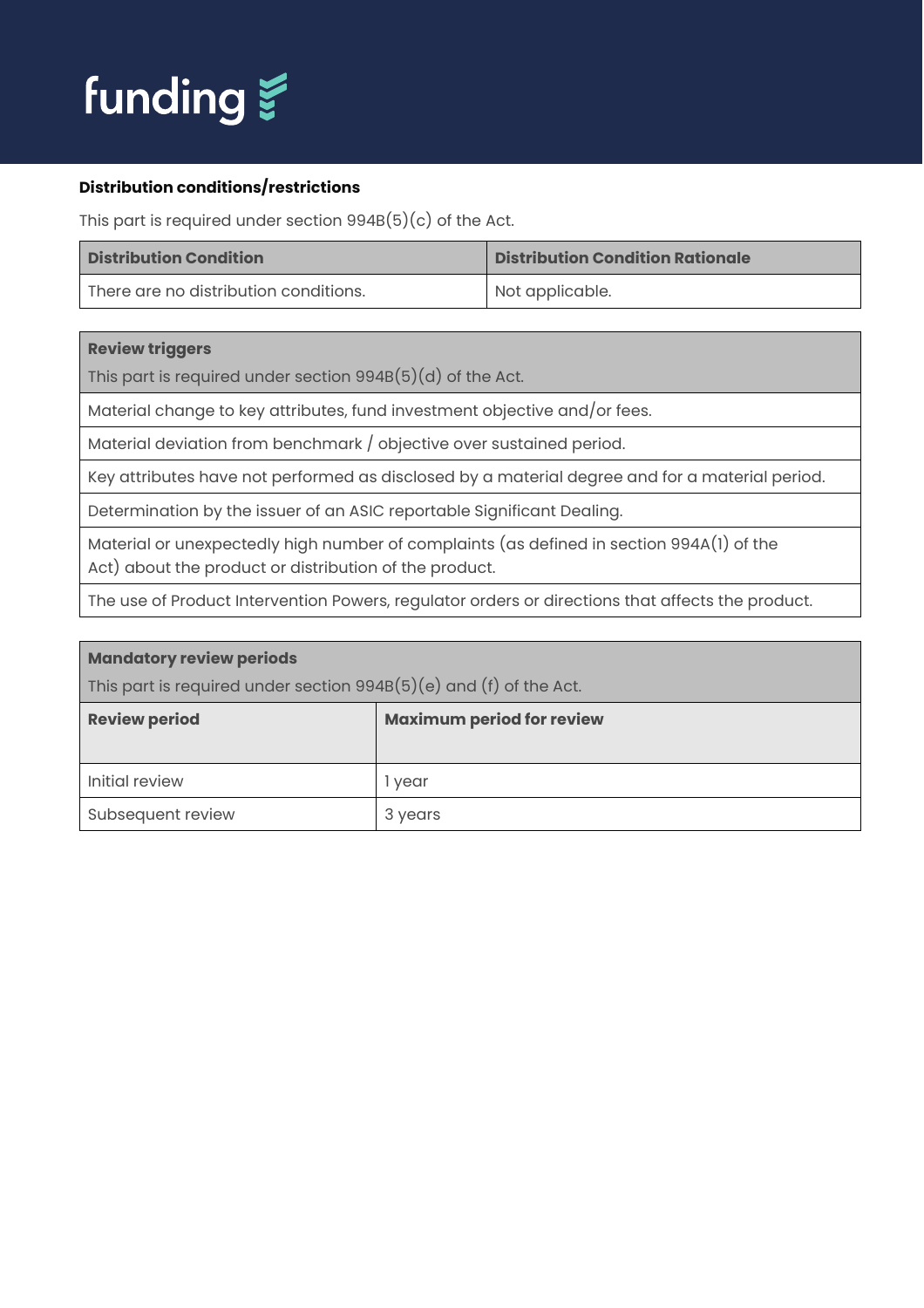**Distribution conditions/restrictions**

This part is required under section 994B(5)(c) of the Act.

| Distribution Condition | Distribution Condition Rationale |
|---|---|
| There are no distribution conditions. | Not applicable. |

| **Review triggers**<br>This part is required under section 994B(5)(d) of the Act. |
|---|
| Material change to key attributes, fund investment objective and/or fees. |
| Material deviation from benchmark / objective over sustained period. |
| Key attributes have not performed as disclosed by a material degree and for a material period. |
| Determination by the issuer of an ASIC reportable Significant Dealing. |
| Material or unexpectedly high number of complaints (as defined in section 994A(1) of the Act) about the product or distribution of the product. |
| The use of Product Intervention Powers, regulator orders or directions that affects the product. |

| **Mandatory review periods**<br>This part is required under section 994B(5)(e) and (f) of the Act. | |
|---|---|
| **Review period** | **Maximum period for review** |
| Initial review | 1 year |
| Subsequent review | 3 years |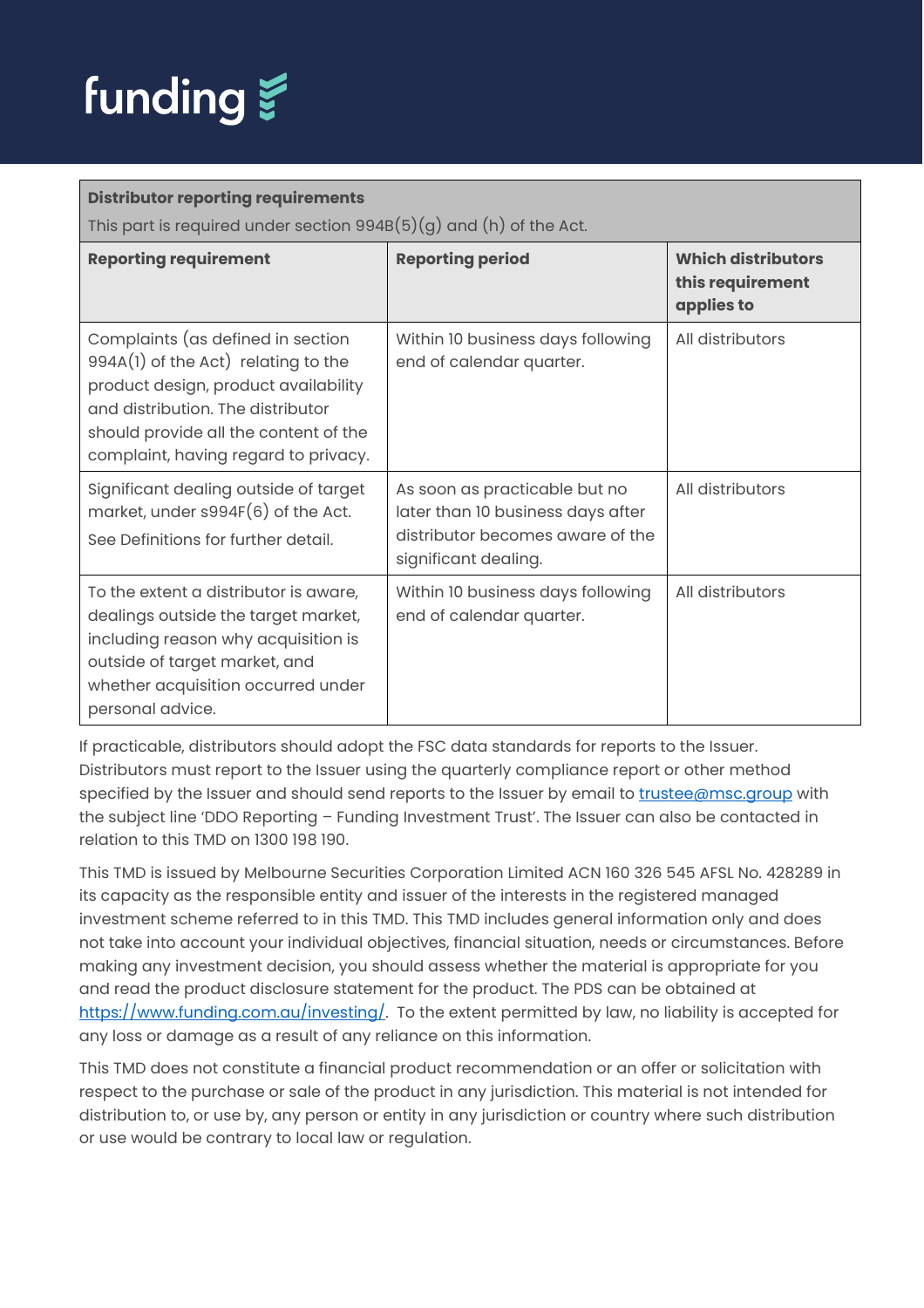| **Distributor reporting requirements**<br>This part is required under section 994B(5)(g) and (h) of the Act. | | |
|---|---|---|
| **Reporting requirement** | **Reporting period** | **Which distributors this requirement applies to** |
| Complaints (as defined in section 994A(1) of the Act) relating to the product design, product availability and distribution. The distributor should provide all the content of the complaint, having regard to privacy. | Within 10 business days following end of calendar quarter. | All distributors |
| Significant dealing outside of target market, under s994F(6) of the Act.<br>See Definitions for further detail. | As soon as practicable but no later than 10 business days after distributor becomes aware of the significant dealing. | All distributors |
| To the extent a distributor is aware, dealings outside the target market, including reason why acquisition is outside of target market, and whether acquisition occurred under personal advice. | Within 10 business days following end of calendar quarter. | All distributors |

If practicable, distributors should adopt the FSC data standards for reports to the Issuer. Distributors must report to the Issuer using the quarterly compliance report or other method specified by the Issuer and should send reports to the Issuer by email to trustee@msc.group with the subject line 'DDO Reporting – Funding Investment Trust'. The Issuer can also be contacted in relation to this TMD on 1300 198 190.

This TMD is issued by Melbourne Securities Corporation Limited ACN 160 326 545 AFSL No. 428289 in its capacity as the responsible entity and issuer of the interests in the registered managed investment scheme referred to in this TMD. This TMD includes general information only and does not take into account your individual objectives, financial situation, needs or circumstances. Before making any investment decision, you should assess whether the material is appropriate for you and read the product disclosure statement for the product. The PDS can be obtained at https://www.funding.com.au/investing/. To the extent permitted by law, no liability is accepted for any loss or damage as a result of any reliance on this information.

This TMD does not constitute a financial product recommendation or an offer or solicitation with respect to the purchase or sale of the product in any jurisdiction. This material is not intended for distribution to, or use by, any person or entity in any jurisdiction or country where such distribution or use would be contrary to local law or regulation.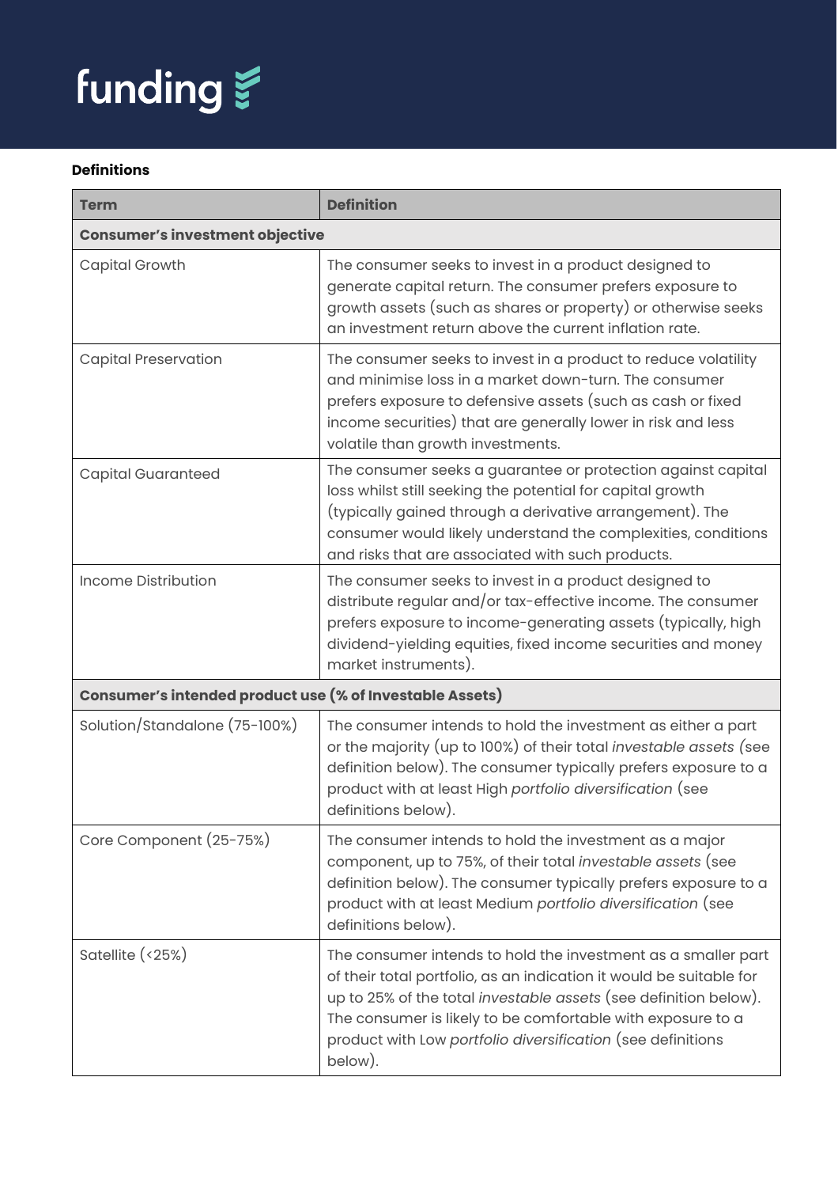**Definitions**

| Term | Definition |
| --- | --- |
| **Consumer's investment objective** | |
| Capital Growth | The consumer seeks to invest in a product designed to generate capital return. The consumer prefers exposure to growth assets (such as shares or property) or otherwise seeks an investment return above the current inflation rate. |
| Capital Preservation | The consumer seeks to invest in a product to reduce volatility and minimise loss in a market down-turn. The consumer prefers exposure to defensive assets (such as cash or fixed income securities) that are generally lower in risk and less volatile than growth investments. |
| Capital Guaranteed | The consumer seeks a guarantee or protection against capital loss whilst still seeking the potential for capital growth (typically gained through a derivative arrangement). The consumer would likely understand the complexities, conditions and risks that are associated with such products. |
| Income Distribution | The consumer seeks to invest in a product designed to distribute regular and/or tax-effective income. The consumer prefers exposure to income-generating assets (typically, high dividend-yielding equities, fixed income securities and money market instruments). |
| **Consumer's intended product use (% of Investable Assets)** | |
| Solution/Standalone (75-100%) | The consumer intends to hold the investment as either a part or the majority (up to 100%) of their total *investable assets* (see definition below). The consumer typically prefers exposure to a product with at least High *portfolio diversification* (see definitions below). |
| Core Component (25-75%) | The consumer intends to hold the investment as a major component, up to 75%, of their total *investable assets* (see definition below). The consumer typically prefers exposure to a product with at least Medium *portfolio diversification* (see definitions below). |
| Satellite (<25%) | The consumer intends to hold the investment as a smaller part of their total portfolio, as an indication it would be suitable for up to 25% of the total *investable assets* (see definition below). The consumer is likely to be comfortable with exposure to a product with Low *portfolio diversification* (see definitions below). |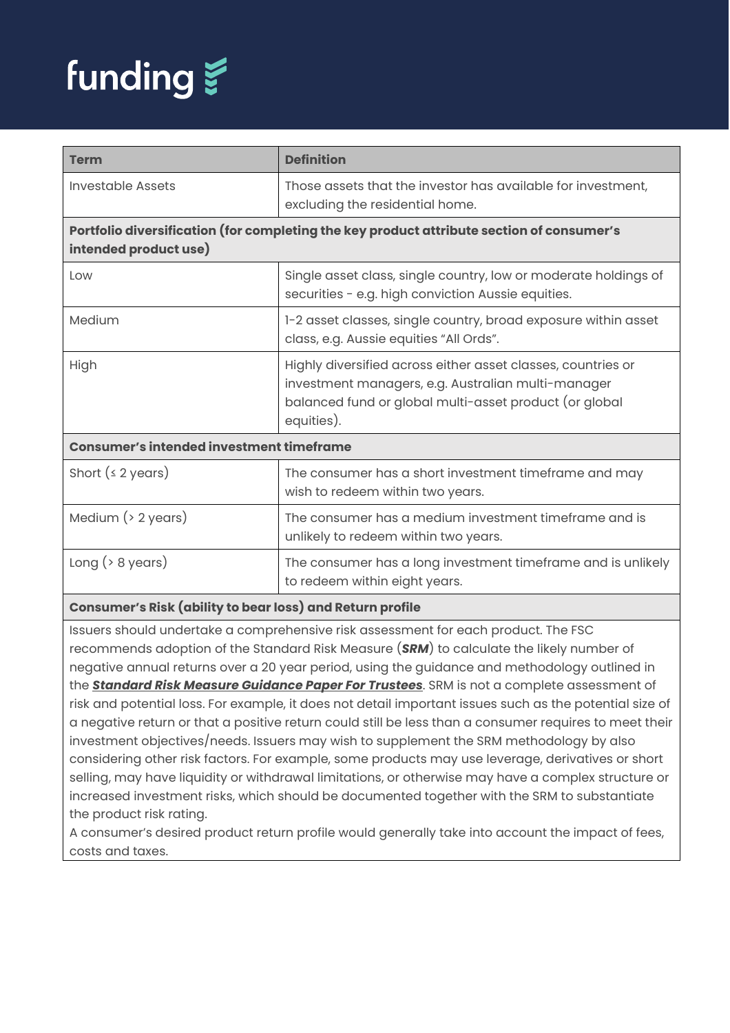| Term | Definition |
| --- | --- |
| Investable Assets | Those assets that the investor has available for investment, excluding the residential home. |
| **Portfolio diversification (for completing the key product attribute section of consumer's intended product use)** | |
| Low | Single asset class, single country, low or moderate holdings of securities - e.g. high conviction Aussie equities. |
| Medium | 1-2 asset classes, single country, broad exposure within asset class, e.g. Aussie equities "All Ords". |
| High | Highly diversified across either asset classes, countries or investment managers, e.g. Australian multi-manager balanced fund or global multi-asset product (or global equities). |
| **Consumer's intended investment timeframe** | |
| Short (≤ 2 years) | The consumer has a short investment timeframe and may wish to redeem within two years. |
| Medium (> 2 years) | The consumer has a medium investment timeframe and is unlikely to redeem within two years. |
| Long (> 8 years) | The consumer has a long investment timeframe and is unlikely to redeem within eight years. |
| **Consumer's Risk (ability to bear loss) and Return profile** | |
| Issuers should undertake a comprehensive risk assessment for each product. The FSC recommends adoption of the Standard Risk Measure (***SRM***) to calculate the likely number of negative annual returns over a 20 year period, using the guidance and methodology outlined in the ***Standard Risk Measure Guidance Paper For Trustees***. SRM is not a complete assessment of risk and potential loss. For example, it does not detail important issues such as the potential size of a negative return or that a positive return could still be less than a consumer requires to meet their investment objectives/needs. Issuers may wish to supplement the SRM methodology by also considering other risk factors. For example, some products may use leverage, derivatives or short selling, may have liquidity or withdrawal limitations, or otherwise may have a complex structure or increased investment risks, which should be documented together with the SRM to substantiate the product risk rating. A consumer's desired product return profile would generally take into account the impact of fees, costs and taxes. | |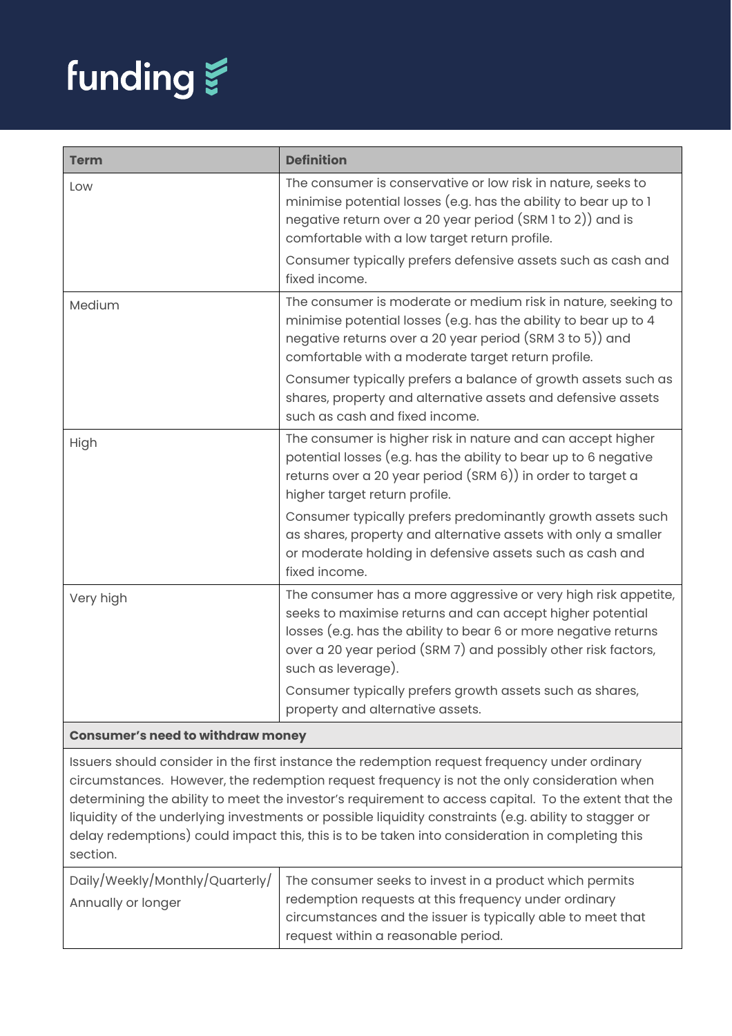| Term | Definition |
|---|---|
| Low | The consumer is conservative or low risk in nature, seeks to minimise potential losses (e.g. has the ability to bear up to 1 negative return over a 20 year period (SRM 1 to 2)) and is comfortable with a low target return profile.<br><br>Consumer typically prefers defensive assets such as cash and fixed income. |
| Medium | The consumer is moderate or medium risk in nature, seeking to minimise potential losses (e.g. has the ability to bear up to 4 negative returns over a 20 year period (SRM 3 to 5)) and comfortable with a moderate target return profile.<br><br>Consumer typically prefers a balance of growth assets such as shares, property and alternative assets and defensive assets such as cash and fixed income. |
| High | The consumer is higher risk in nature and can accept higher potential losses (e.g. has the ability to bear up to 6 negative returns over a 20 year period (SRM 6)) in order to target a higher target return profile.<br><br>Consumer typically prefers predominantly growth assets such as shares, property and alternative assets with only a smaller or moderate holding in defensive assets such as cash and fixed income. |
| Very high | The consumer has a more aggressive or very high risk appetite, seeks to maximise returns and can accept higher potential losses (e.g. has the ability to bear 6 or more negative returns over a 20 year period (SRM 7) and possibly other risk factors, such as leverage).<br><br>Consumer typically prefers growth assets such as shares, property and alternative assets. |
| **Consumer's need to withdraw money** | |
| Issuers should consider in the first instance the redemption request frequency under ordinary circumstances. However, the redemption request frequency is not the only consideration when determining the ability to meet the investor's requirement to access capital. To the extent that the liquidity of the underlying investments or possible liquidity constraints (e.g. ability to stagger or delay redemptions) could impact this, this is to be taken into consideration in completing this section. | |
| Daily/Weekly/Monthly/Quarterly/ Annually or longer | The consumer seeks to invest in a product which permits redemption requests at this frequency under ordinary circumstances and the issuer is typically able to meet that request within a reasonable period. |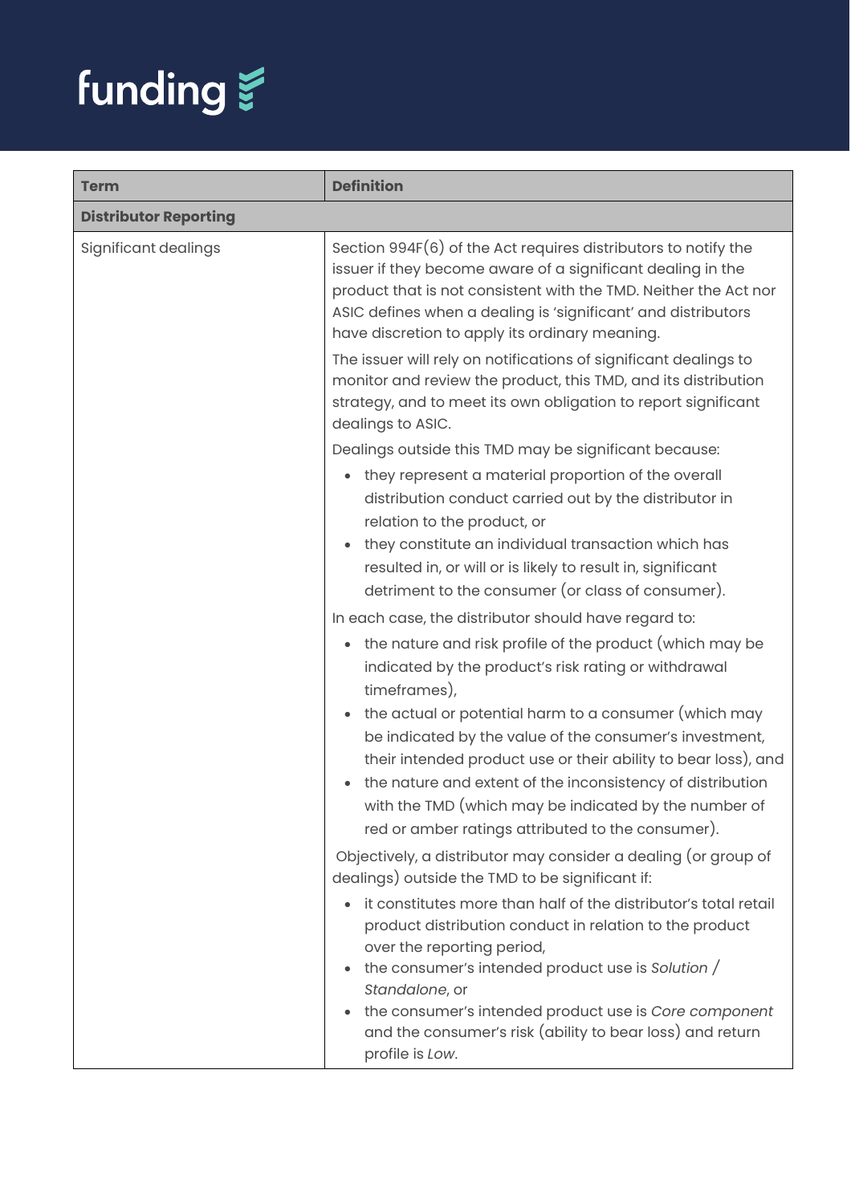funding

| Term | Definition |
|---|---|
| **Distributor Reporting** | |
| Significant dealings | Section 994F(6) of the Act requires distributors to notify the issuer if they become aware of a significant dealing in the product that is not consistent with the TMD. Neither the Act nor ASIC defines when a dealing is 'significant' and distributors have discretion to apply its ordinary meaning.<br><br>The issuer will rely on notifications of significant dealings to monitor and review the product, this TMD, and its distribution strategy, and to meet its own obligation to report significant dealings to ASIC.<br><br>Dealings outside this TMD may be significant because:<br>• they represent a material proportion of the overall distribution conduct carried out by the distributor in relation to the product, or<br>• they constitute an individual transaction which has resulted in, or will or is likely to result in, significant detriment to the consumer (or class of consumer).<br><br>In each case, the distributor should have regard to:<br>• the nature and risk profile of the product (which may be indicated by the product's risk rating or withdrawal timeframes),<br>• the actual or potential harm to a consumer (which may be indicated by the value of the consumer's investment, their intended product use or their ability to bear loss), and<br>• the nature and extent of the inconsistency of distribution with the TMD (which may be indicated by the number of red or amber ratings attributed to the consumer).<br><br>Objectively, a distributor may consider a dealing (or group of dealings) outside the TMD to be significant if:<br>• it constitutes more than half of the distributor's total retail product distribution conduct in relation to the product over the reporting period,<br>• the consumer's intended product use is *Solution / Standalone*, or<br>• the consumer's intended product use is *Core component* and the consumer's risk (ability to bear loss) and return profile is *Low*. |